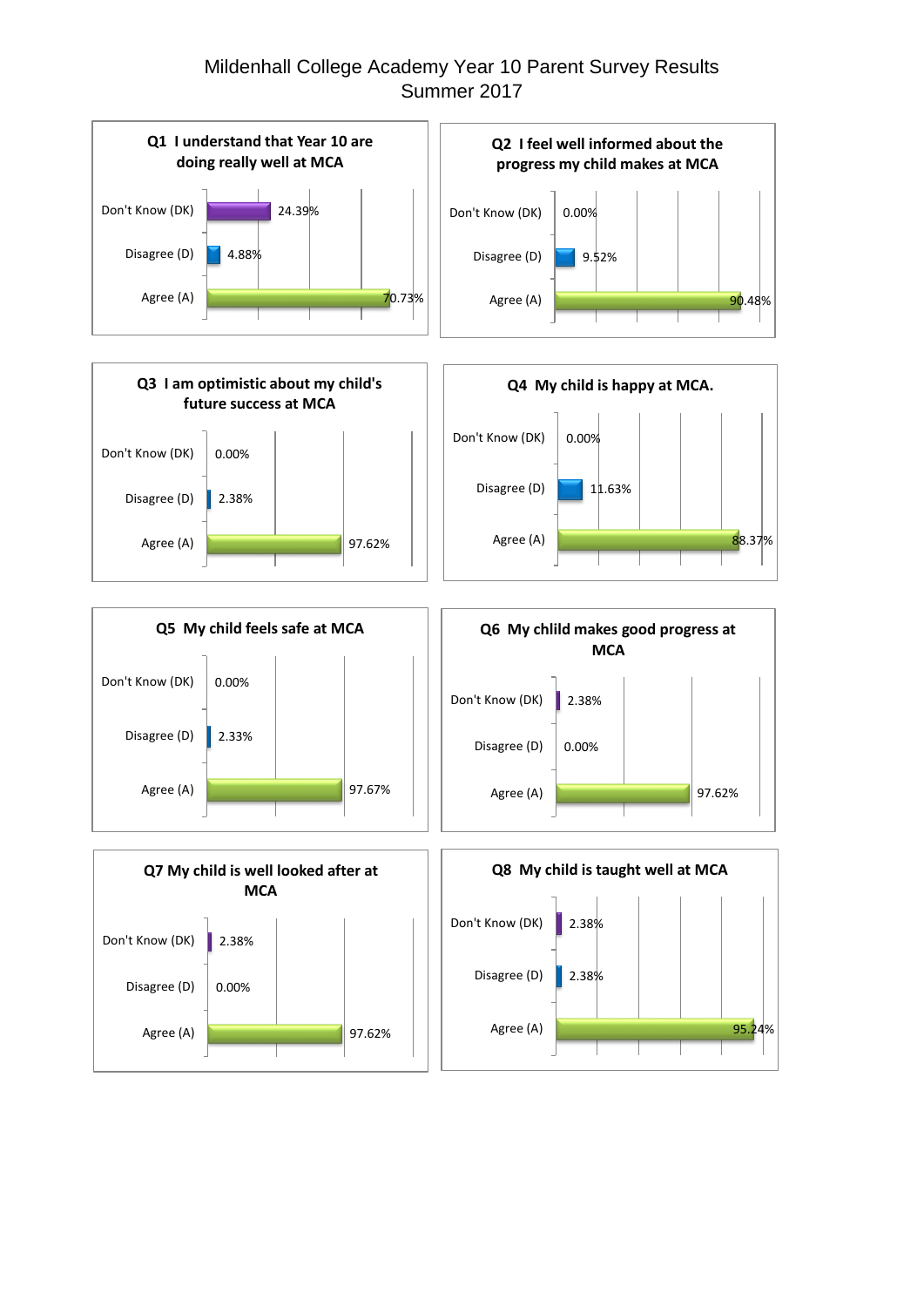# Mildenhall College Academy Year 10 Parent Survey Results
## Summer 2017

### Q1 I understand that Year 10 are doing really well at MCA

| Response | Percentage |
|---|---|
| Don't Know (DK) | 24.39% |
| Disagree (D) | 4.88% |
| Agree (A) | 70.73% |

### Q2 I feel well informed about the progress my child makes at MCA

| Response | Percentage |
|---|---|
| Don't Know (DK) | 0.00% |
| Disagree (D) | 9.52% |
| Agree (A) | 90.48% |

### Q3 I am optimistic about my child's future success at MCA

| Response | Percentage |
|---|---|
| Don't Know (DK) | 0.00% |
| Disagree (D) | 2.38% |
| Agree (A) | 97.62% |

### Q4 My child is happy at MCA.

| Response | Percentage |
|---|---|
| Don't Know (DK) | 0.00% |
| Disagree (D) | 11.63% |
| Agree (A) | 88.37% |

### Q5 My child feels safe at MCA

| Response | Percentage |
|---|---|
| Don't Know (DK) | 0.00% |
| Disagree (D) | 2.33% |
| Agree (A) | 97.67% |

### Q6 My chlild makes good progress at MCA

| Response | Percentage |
|---|---|
| Don't Know (DK) | 2.38% |
| Disagree (D) | 0.00% |
| Agree (A) | 97.62% |

### Q7 My child is well looked after at MCA

| Response | Percentage |
|---|---|
| Don't Know (DK) | 2.38% |
| Disagree (D) | 0.00% |
| Agree (A) | 97.62% |

### Q8 My child is taught well at MCA

| Response | Percentage |
|---|---|
| Don't Know (DK) | 2.38% |
| Disagree (D) | 2.38% |
| Agree (A) | 95.24% |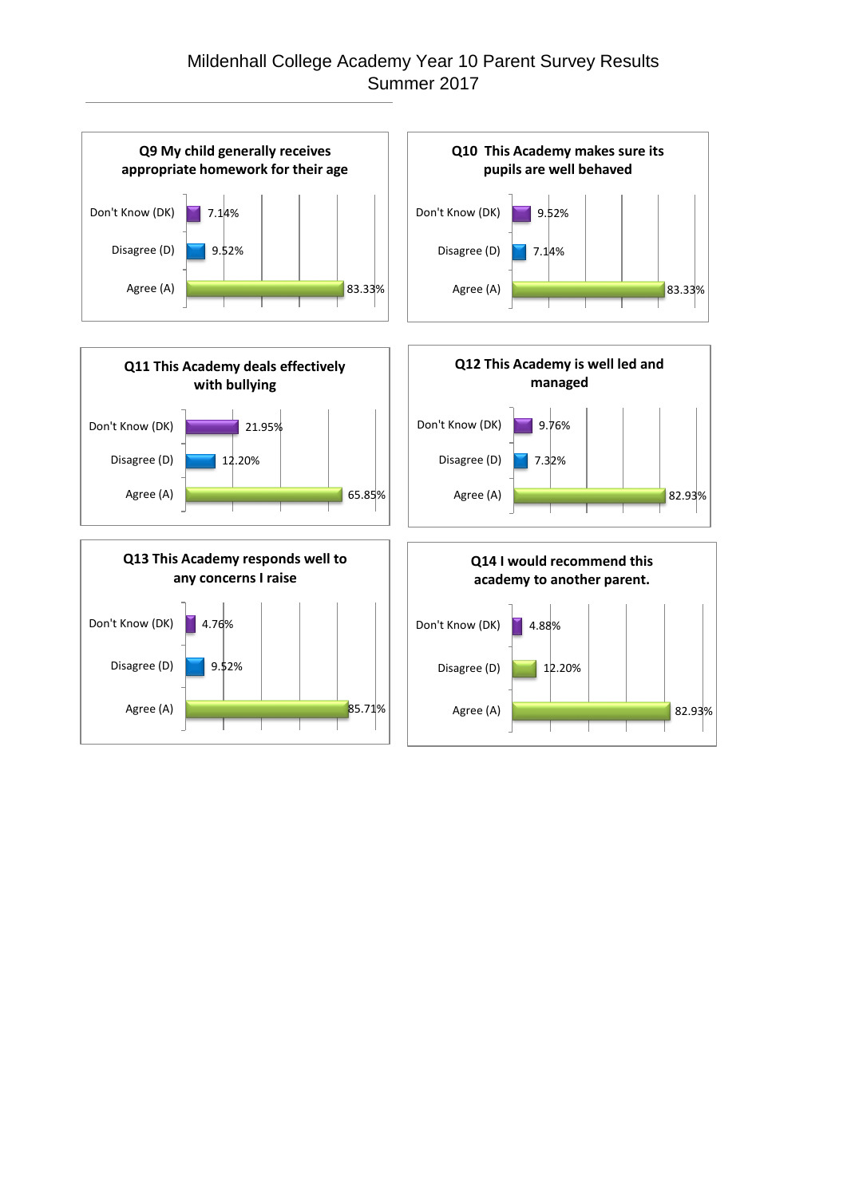# Mildenhall College Academy Year 10 Parent Survey Results
Summer 2017

**Q9 My child generally receives appropriate homework for their age**

Don't Know (DK) 7.14%
Disagree (D) 9.52%
Agree (A) 83.33%

**Q10 This Academy makes sure its pupils are well behaved**

Don't Know (DK) 9.52%
Disagree (D) 7.14%
Agree (A) 83.33%

**Q11 This Academy deals effectively with bullying**

Don't Know (DK) 21.95%
Disagree (D) 12.20%
Agree (A) 65.85%

**Q12 This Academy is well led and managed**

Don't Know (DK) 9.76%
Disagree (D) 7.32%
Agree (A) 82.93%

**Q13 This Academy responds well to any concerns I raise**

Don't Know (DK) 4.76%
Disagree (D) 9.52%
Agree (A) 85.71%

**Q14 I would recommend this academy to another parent.**

Don't Know (DK) 4.88%
Disagree (D) 12.20%
Agree (A) 82.93%